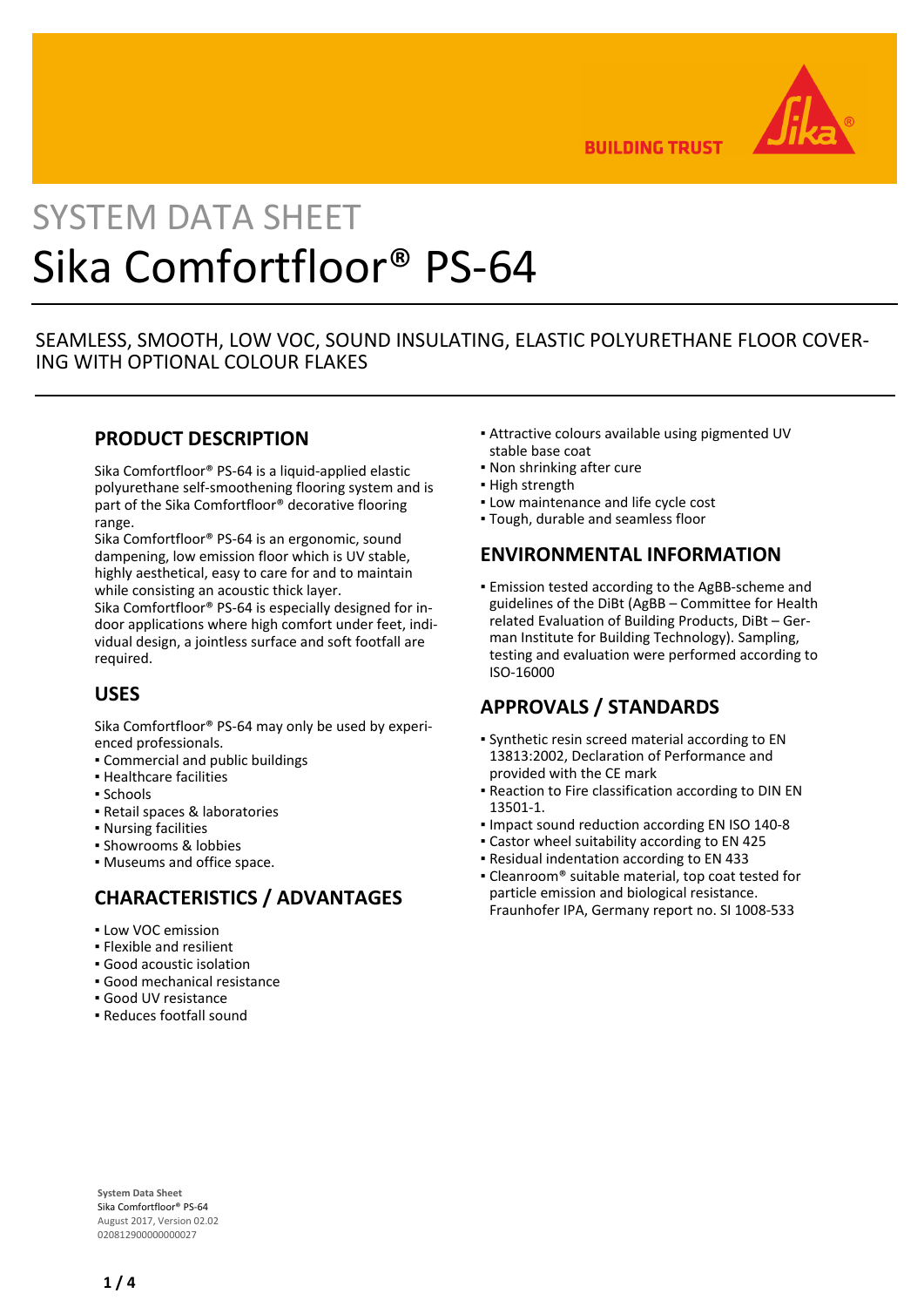SYSTEM DATA SHEET

# Sika Comfortfloor® PS-64

SEAMLESS, SMOOTH, LOW VOC, SOUND INSULATING, ELASTIC POLYURETHANE FLOOR COVERING WITH OPTIONAL COLOUR FLAKES

## PRODUCT DESCRIPTION

Sika Comfortfloor® PS-64 is a liquid-applied elastic polyurethane self-smoothening flooring system and is part of the Sika Comfortfloor® decorative flooring range.
Sika Comfortfloor® PS-64 is an ergonomic, sound dampening, low emission floor which is UV stable, highly aesthetical, easy to care for and to maintain while consisting an acoustic thick layer.
Sika Comfortfloor® PS-64 is especially designed for indoor applications where high comfort under feet, individual design, a jointless surface and soft footfall are required.

## USES

Sika Comfortfloor® PS-64 may only be used by experienced professionals.

- Commercial and public buildings
- Healthcare facilities
- Schools
- Retail spaces & laboratories
- Nursing facilities
- Showrooms & lobbies
- Museums and office space.

## CHARACTERISTICS / ADVANTAGES

- Low VOC emission
- Flexible and resilient
- Good acoustic isolation
- Good mechanical resistance
- Good UV resistance
- Reduces footfall sound
- Attractive colours available using pigmented UV stable base coat
- Non shrinking after cure
- High strength
- Low maintenance and life cycle cost
- Tough, durable and seamless floor

## ENVIRONMENTAL INFORMATION

- Emission tested according to the AgBB-scheme and guidelines of the DiBt (AgBB – Committee for Health related Evaluation of Building Products, DiBt – German Institute for Building Technology). Sampling, testing and evaluation were performed according to ISO-16000

## APPROVALS / STANDARDS

- Synthetic resin screed material according to EN 13813:2002, Declaration of Performance and provided with the CE mark
- Reaction to Fire classification according to DIN EN 13501-1.
- Impact sound reduction according EN ISO 140-8
- Castor wheel suitability according to EN 425
- Residual indentation according to EN 433
- Cleanroom® suitable material, top coat tested for particle emission and biological resistance. Fraunhofer IPA, Germany report no. SI 1008-533

**System Data Sheet**
Sika Comfortfloor® PS-64
August 2017, Version 02.02
020812900000000027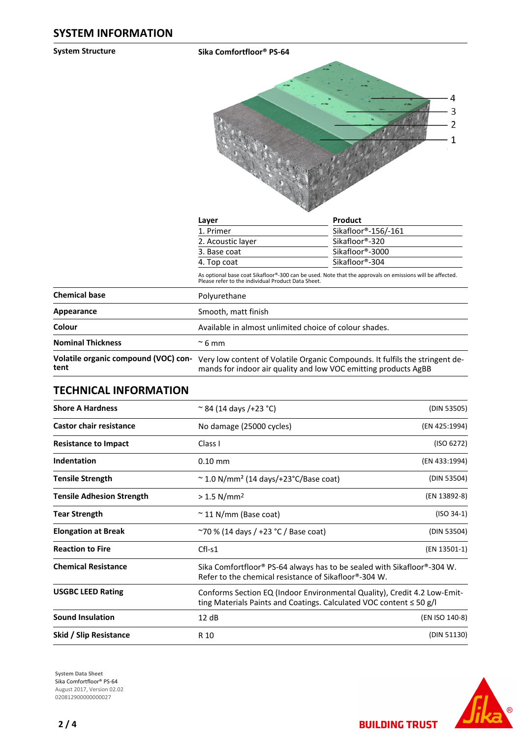## SYSTEM INFORMATION

**System Structure**

**Sika Comfortfloor® PS-64**

| Layer | Product |
|---|---|
| 1. Primer | Sikafloor®-156/-161 |
| 2. Acoustic layer | Sikafloor®-320 |
| 3. Base coat | Sikafloor®-3000 |
| 4. Top coat | Sikafloor®-304 |

As optional base coat Sikafloor®-300 can be used. Note that the approvals on emissions will be affected. Please refer to the individual Product Data Sheet.

| | |
|---|---|
| **Chemical base** | Polyurethane |
| **Appearance** | Smooth, matt finish |
| **Colour** | Available in almost unlimited choice of colour shades. |
| **Nominal Thickness** | ~ 6 mm |
| **Volatile organic compound (VOC) content** | Very low content of Volatile Organic Compounds. It fulfils the stringent demands for indoor air quality and low VOC emitting products AgBB |

## TECHNICAL INFORMATION

| | | |
|---|---|---|
| **Shore A Hardness** | ~ 84 (14 days /+23 °C) | (DIN 53505) |
| **Castor chair resistance** | No damage (25000 cycles) | (EN 425:1994) |
| **Resistance to Impact** | Class I | (ISO 6272) |
| **Indentation** | 0.10 mm | (EN 433:1994) |
| **Tensile Strength** | ~ 1.0 N/mm² (14 days/+23°C/Base coat) | (DIN 53504) |
| **Tensile Adhesion Strength** | > 1.5 N/mm² | (EN 13892-8) |
| **Tear Strength** | ~ 11 N/mm (Base coat) | (ISO 34-1) |
| **Elongation at Break** | ~70 % (14 days / +23 °C / Base coat) | (DIN 53504) |
| **Reaction to Fire** | Cfl-s1 | (EN 13501-1) |
| **Chemical Resistance** | Sika Comfortfloor® PS-64 always has to be sealed with Sikafloor®-304 W. Refer to the chemical resistance of Sikafloor®-304 W. | |
| **USGBC LEED Rating** | Conforms Section EQ (Indoor Environmental Quality), Credit 4.2 Low-Emitting Materials Paints and Coatings. Calculated VOC content ≤ 50 g/l | |
| **Sound Insulation** | 12 dB | (EN ISO 140-8) |
| **Skid / Slip Resistance** | R 10 | (DIN 51130) |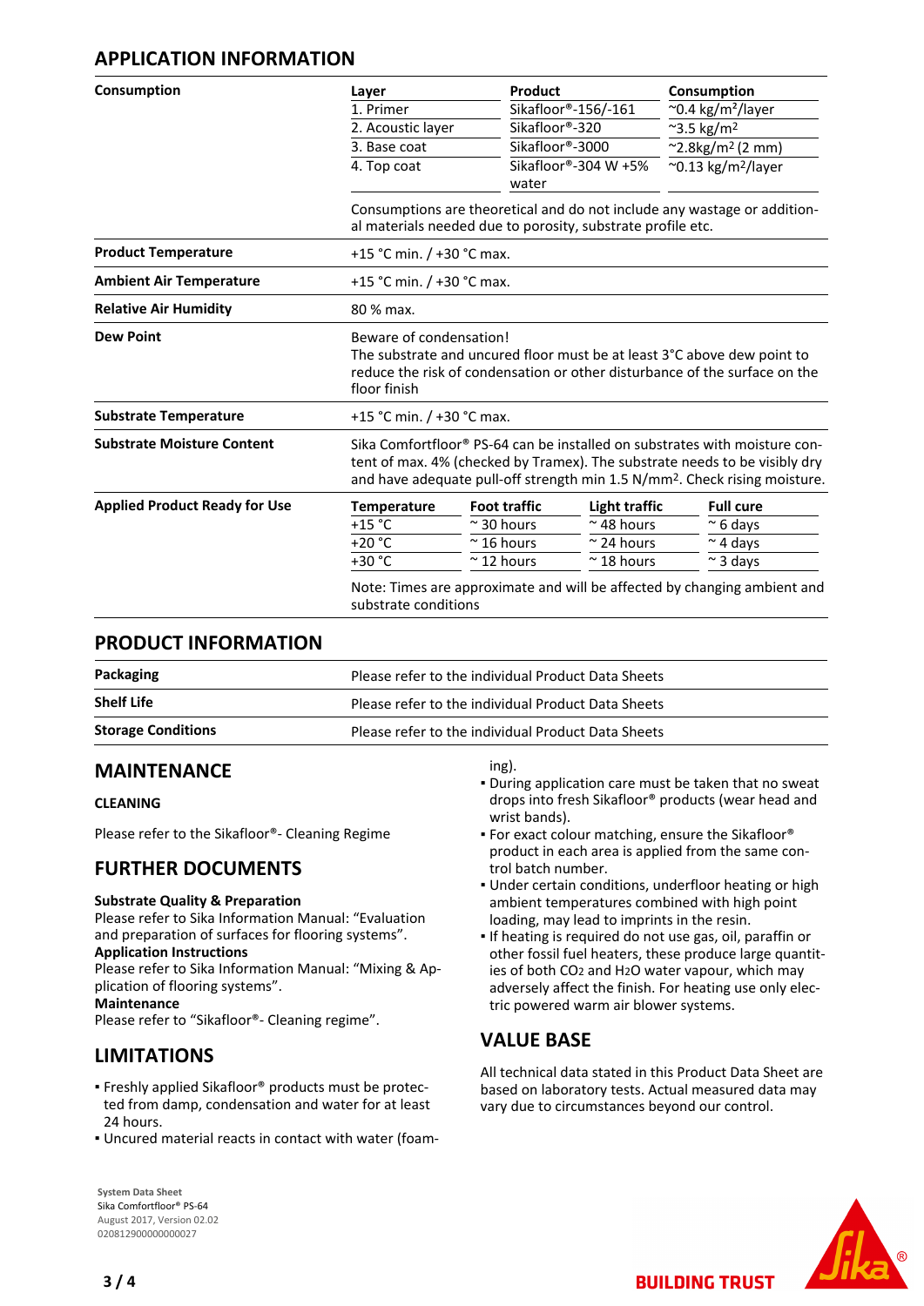## APPLICATION INFORMATION

**Consumption**

| Layer | Product | Consumption |
|---|---|---|
| 1. Primer | Sikafloor®-156/-161 | ~0.4 kg/m²/layer |
| 2. Acoustic layer | Sikafloor®-320 | ~3.5 kg/m² |
| 3. Base coat | Sikafloor®-3000 | ~2.8kg/m² (2 mm) |
| 4. Top coat | Sikafloor®-304 W +5% water | ~0.13 kg/m²/layer |

Consumptions are theoretical and do not include any wastage or additional materials needed due to porosity, substrate profile etc.

**Product Temperature**

+15 °C min. / +30 °C max.

**Ambient Air Temperature**

+15 °C min. / +30 °C max.

**Relative Air Humidity**

80 % max.

**Dew Point**

Beware of condensation!
The substrate and uncured floor must be at least 3°C above dew point to reduce the risk of condensation or other disturbance of the surface on the floor finish

**Substrate Temperature**

+15 °C min. / +30 °C max.

**Substrate Moisture Content**

Sika Comfortfloor® PS-64 can be installed on substrates with moisture content of max. 4% (checked by Tramex). The substrate needs to be visibly dry and have adequate pull-off strength min 1.5 N/mm². Check rising moisture.

**Applied Product Ready for Use**

| Temperature | Foot traffic | Light traffic | Full cure |
|---|---|---|---|
| +15 °C | ~ 30 hours | ~ 48 hours | ~ 6 days |
| +20 °C | ~ 16 hours | ~ 24 hours | ~ 4 days |
| +30 °C | ~ 12 hours | ~ 18 hours | ~ 3 days |

Note: Times are approximate and will be affected by changing ambient and substrate conditions

## PRODUCT INFORMATION

| | |
|---|---|
| **Packaging** | Please refer to the individual Product Data Sheets |
| **Shelf Life** | Please refer to the individual Product Data Sheets |
| **Storage Conditions** | Please refer to the individual Product Data Sheets |

## MAINTENANCE

### CLEANING

Please refer to the Sikafloor®- Cleaning Regime

## FURTHER DOCUMENTS

**Substrate Quality & Preparation**
Please refer to Sika Information Manual: “Evaluation and preparation of surfaces for flooring systems”.
**Application Instructions**
Please refer to Sika Information Manual: “Mixing & Application of flooring systems”.
**Maintenance**
Please refer to “Sikafloor®- Cleaning regime”.

## LIMITATIONS

- Freshly applied Sikafloor® products must be protected from damp, condensation and water for at least 24 hours.
- Uncured material reacts in contact with water (foaming).
- During application care must be taken that no sweat drops into fresh Sikafloor® products (wear head and wrist bands).
- For exact colour matching, ensure the Sikafloor® product in each area is applied from the same control batch number.
- Under certain conditions, underfloor heating or high ambient temperatures combined with high point loading, may lead to imprints in the resin.
- If heating is required do not use gas, oil, paraffin or other fossil fuel heaters, these produce large quantities of both $CO_2$ and $H_2O$ water vapour, which may adversely affect the finish. For heating use only electric powered warm air blower systems.

## VALUE BASE

All technical data stated in this Product Data Sheet are based on laboratory tests. Actual measured data may vary due to circumstances beyond our control.

**System Data Sheet**
Sika Comfortfloor® PS-64
August 2017, Version 02.02
020812900000000027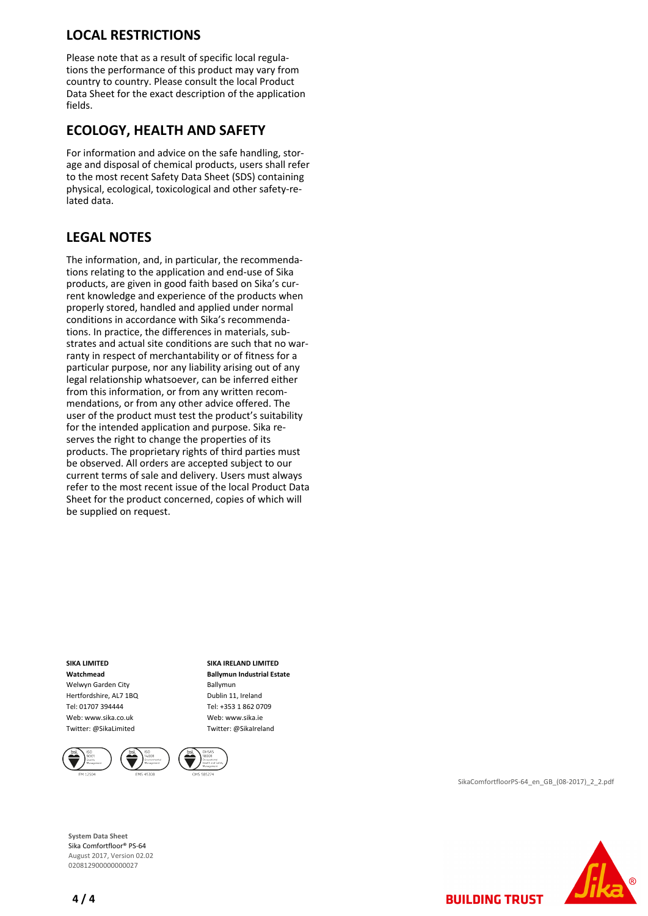## LOCAL RESTRICTIONS

Please note that as a result of specific local regulations the performance of this product may vary from country to country. Please consult the local Product Data Sheet for the exact description of the application fields.

## ECOLOGY, HEALTH AND SAFETY

For information and advice on the safe handling, storage and disposal of chemical products, users shall refer to the most recent Safety Data Sheet (SDS) containing physical, ecological, toxicological and other safety-related data.

## LEGAL NOTES

The information, and, in particular, the recommendations relating to the application and end-use of Sika products, are given in good faith based on Sika's current knowledge and experience of the products when properly stored, handled and applied under normal conditions in accordance with Sika's recommendations. In practice, the differences in materials, substrates and actual site conditions are such that no warranty in respect of merchantability or of fitness for a particular purpose, nor any liability arising out of any legal relationship whatsoever, can be inferred either from this information, or from any written recommendations, or from any other advice offered. The user of the product must test the product's suitability for the intended application and purpose. Sika reserves the right to change the properties of its products. The proprietary rights of third parties must be observed. All orders are accepted subject to our current terms of sale and delivery. Users must always refer to the most recent issue of the local Product Data Sheet for the product concerned, copies of which will be supplied on request.

**SIKA LIMITED**
**Watchmead**
Welwyn Garden City
Hertfordshire, AL7 1BQ
Tel: 01707 394444
Web: www.sika.co.uk
Twitter: @SikaLimited

**SIKA IRELAND LIMITED**
**Ballymun Industrial Estate**
Ballymun
Dublin 11, Ireland
Tel: +353 1 862 0709
Web: www.sika.ie
Twitter: @SikaIreland

FM 12504 EMS 45308 OHS 585274

SikaComfortfloorPS-64_en_GB_(08-2017)_2_2.pdf

**System Data Sheet**
Sika Comfortfloor® PS-64
August 2017, Version 02.02
020812900000000027

**BUILDING TRUST**